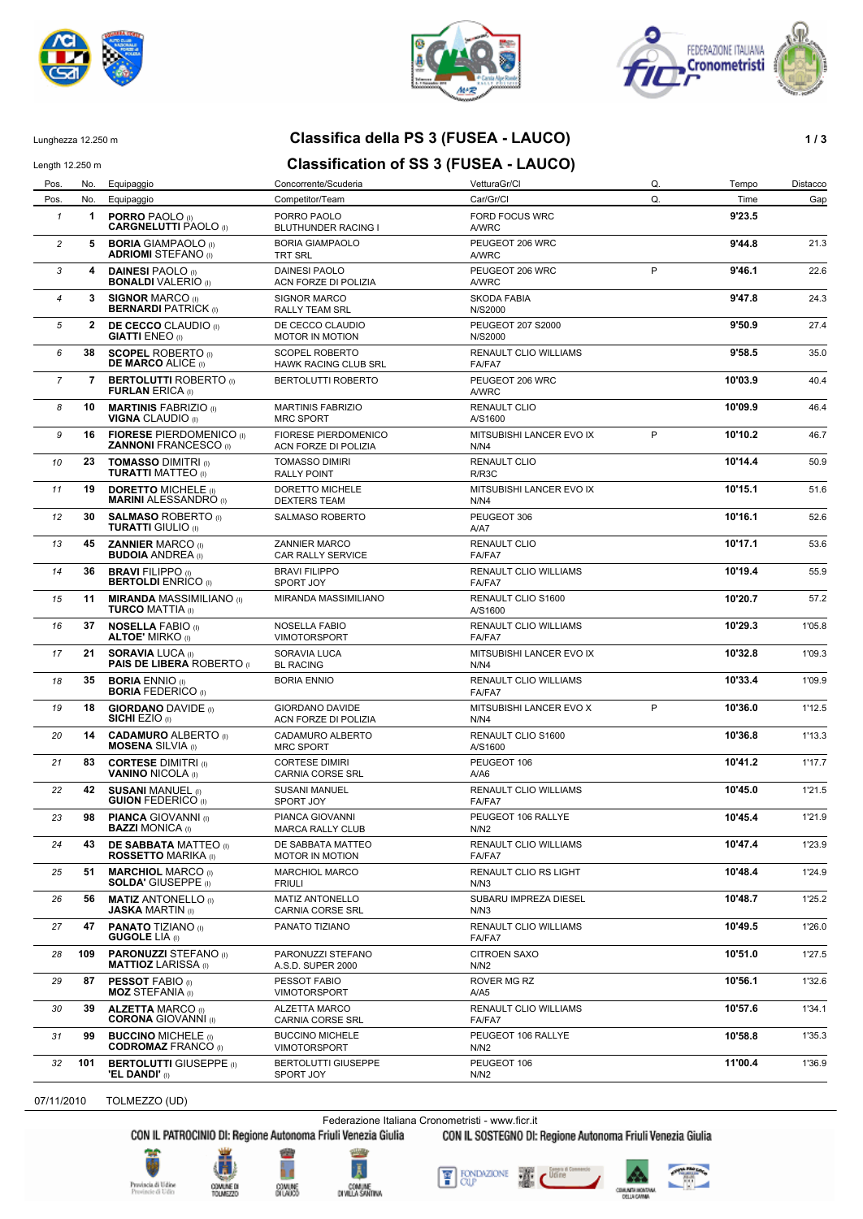Lunghezza 12.250 m

# Classifica della PS 3 (FUSEA - LAUCO)

Length 12.250 m

# Classification of SS 3 (FUSEA - LAUCO)

| Pos. | No. | Equipaggio | Concorrente/Scuderia | VetturaGr/Cl | Q. | Tempo | Distacco |
|---|---|---|---|---|---|---|---|
| Pos. | No. | Equipaggio | Competitor/Team | Car/Gr/Cl | Q. | Time | Gap |
| 1 | 1 | **PORRO** PAOLO (I) **CARGNELUTTI** PAOLO (I) | PORRO PAOLO BLUTHUNDER RACING I | FORD FOCUS WRC A/WRC | | **9'23.5** | |
| 2 | 5 | **BORIA** GIAMPAOLO (I) **ADRIOMI** STEFANO (I) | BORIA GIAMPAOLO TRT SRL | PEUGEOT 206 WRC A/WRC | | **9'44.8** | 21.3 |
| 3 | 4 | **DAINESI** PAOLO (I) **BONALDI** VALERIO (I) | DAINESI PAOLO ACN FORZE DI POLIZIA | PEUGEOT 206 WRC A/WRC | P | **9'46.1** | 22.6 |
| 4 | 3 | **SIGNOR** MARCO (I) **BERNARDI** PATRICK (I) | SIGNOR MARCO RALLY TEAM SRL | SKODA FABIA N/S2000 | | **9'47.8** | 24.3 |
| 5 | 2 | **DE CECCO** CLAUDIO (I) **GIATTI** ENEO (I) | DE CECCO CLAUDIO MOTOR IN MOTION | PEUGEOT 207 S2000 N/S2000 | | **9'50.9** | 27.4 |
| 6 | 38 | **SCOPEL** ROBERTO (I) **DE MARCO** ALICE (I) | SCOPEL ROBERTO HAWK RACING CLUB SRL | RENAULT CLIO WILLIAMS FA/FA7 | | **9'58.5** | 35.0 |
| 7 | 7 | **BERTOLUTTI** ROBERTO (I) **FURLAN** ERICA (I) | BERTOLUTTI ROBERTO | PEUGEOT 206 WRC A/WRC | | **10'03.9** | 40.4 |
| 8 | 10 | **MARTINIS** FABRIZIO (I) **VIGNA** CLAUDIO (I) | MARTINIS FABRIZIO MRC SPORT | RENAULT CLIO A/S1600 | | **10'09.9** | 46.4 |
| 9 | 16 | **FIORESE** PIERDOMENICO (I) **ZANNONI** FRANCESCO (I) | FIORESE PIERDOMENICO ACN FORZE DI POLIZIA | MITSUBISHI LANCER EVO IX N/N4 | P | **10'10.2** | 46.7 |
| 10 | 23 | **TOMASSO** DIMITRI (I) **TURATTI** MATTEO (I) | TOMASSO DIMIRI RALLY POINT | RENAULT CLIO R/R3C | | **10'14.4** | 50.9 |
| 11 | 19 | **DORETTO** MICHELE (I) **MARINI** ALESSANDRO (I) | DORETTO MICHELE DEXTERS TEAM | MITSUBISHI LANCER EVO IX N/N4 | | **10'15.1** | 51.6 |
| 12 | 30 | **SALMASO** ROBERTO (I) **TURATTI** GIULIO (I) | SALMASO ROBERTO | PEUGEOT 306 A/A7 | | **10'16.1** | 52.6 |
| 13 | 45 | **ZANNIER** MARCO (I) **BUDOIA** ANDREA (I) | ZANNIER MARCO CAR RALLY SERVICE | RENAULT CLIO FA/FA7 | | **10'17.1** | 53.6 |
| 14 | 36 | **BRAVI** FILIPPO (I) **BERTOLDI** ENRICO (I) | BRAVI FILIPPO SPORT JOY | RENAULT CLIO WILLIAMS FA/FA7 | | **10'19.4** | 55.9 |
| 15 | 11 | **MIRANDA** MASSIMILIANO (I) **TURCO** MATTIA (I) | MIRANDA MASSIMILIANO | RENAULT CLIO S1600 A/S1600 | | **10'20.7** | 57.2 |
| 16 | 37 | **NOSELLA** FABIO (I) **ALTOE'** MIRKO (I) | NOSELLA FABIO VIMOTORSPORT | RENAULT CLIO WILLIAMS FA/FA7 | | **10'29.3** | 1'05.8 |
| 17 | 21 | **SORAVIA** LUCA (I) **PAIS DE LIBERA** ROBERTO (I) | SORAVIA LUCA BL RACING | MITSUBISHI LANCER EVO IX N/N4 | | **10'32.8** | 1'09.3 |
| 18 | 35 | **BORIA** ENNIO (I) **BORIA** FEDERICO (I) | BORIA ENNIO | RENAULT CLIO WILLIAMS FA/FA7 | | **10'33.4** | 1'09.9 |
| 19 | 18 | **GIORDANO** DAVIDE (I) **SICHI** EZIO (I) | GIORDANO DAVIDE ACN FORZE DI POLIZIA | MITSUBISHI LANCER EVO X N/N4 | P | **10'36.0** | 1'12.5 |
| 20 | 14 | **CADAMURO** ALBERTO (I) **MOSENA** SILVIA (I) | CADAMURO ALBERTO MRC SPORT | RENAULT CLIO S1600 A/S1600 | | **10'36.8** | 1'13.3 |
| 21 | 83 | **CORTESE** DIMITRI (I) **VANINO** NICOLA (I) | CORTESE DIMIRI CARNIA CORSE SRL | PEUGEOT 106 A/A6 | | **10'41.2** | 1'17.7 |
| 22 | 42 | **SUSANI** MANUEL (I) **GUION** FEDERICO (I) | SUSANI MANUEL SPORT JOY | RENAULT CLIO WILLIAMS FA/FA7 | | **10'45.0** | 1'21.5 |
| 23 | 98 | **PIANCA** GIOVANNI (I) **BAZZI** MONICA (I) | PIANCA GIOVANNI MARCA RALLY CLUB | PEUGEOT 106 RALLYE N/N2 | | **10'45.4** | 1'21.9 |
| 24 | 43 | **DE SABBATA** MATTEO (I) **ROSSETTO** MARIKA (I) | DE SABBATA MATTEO MOTOR IN MOTION | RENAULT CLIO WILLIAMS FA/FA7 | | **10'47.4** | 1'23.9 |
| 25 | 51 | **MARCHIOL** MARCO (I) **SOLDA'** GIUSEPPE (I) | MARCHIOL MARCO FRIULI | RENAULT CLIO RS LIGHT N/N3 | | **10'48.4** | 1'24.9 |
| 26 | 56 | **MATIZ** ANTONELLO (I) **JASKA** MARTIN (I) | MATIZ ANTONELLO CARNIA CORSE SRL | SUBARU IMPREZA DIESEL N/N3 | | **10'48.7** | 1'25.2 |
| 27 | 47 | **PANATO** TIZIANO (I) **GUGOLE** LIA (I) | PANATO TIZIANO | RENAULT CLIO WILLIAMS FA/FA7 | | **10'49.5** | 1'26.0 |
| 28 | 109 | **PARONUZZI** STEFANO (I) **MATTIOZ** LARISSA (I) | PARONUZZI STEFANO A.S.D. SUPER 2000 | CITROEN SAXO N/N2 | | **10'51.0** | 1'27.5 |
| 29 | 87 | **PESSOT** FABIO (I) **MOZ** STEFANIA (I) | PESSOT FABIO VIMOTORSPORT | ROVER MG RZ A/A5 | | **10'56.1** | 1'32.6 |
| 30 | 39 | **ALZETTA** MARCO (I) **CORONA** GIOVANNI (I) | ALZETTA MARCO CARNIA CORSE SRL | RENAULT CLIO WILLIAMS FA/FA7 | | **10'57.6** | 1'34.1 |
| 31 | 99 | **BUCCINO** MICHELE (I) **CODROMAZ** FRANCO (I) | BUCCINO MICHELE VIMOTORSPORT | PEUGEOT 106 RALLYE N/N2 | | **10'58.8** | 1'35.3 |
| 32 | 101 | **BERTOLUTTI** GIUSEPPE (I) **'EL DANDI'** (I) | BERTOLUTTI GIUSEPPE SPORT JOY | PEUGEOT 106 N/N2 | | **11'00.4** | 1'36.9 |

07/11/2010 TOLMEZZO (UD)

Federazione Italiana Cronometristi - www.ficr.it

CON IL PATROCINIO DI: Regione Autonoma Friuli Venezia Giulia — CON IL SOSTEGNO DI: Regione Autonoma Friuli Venezia Giulia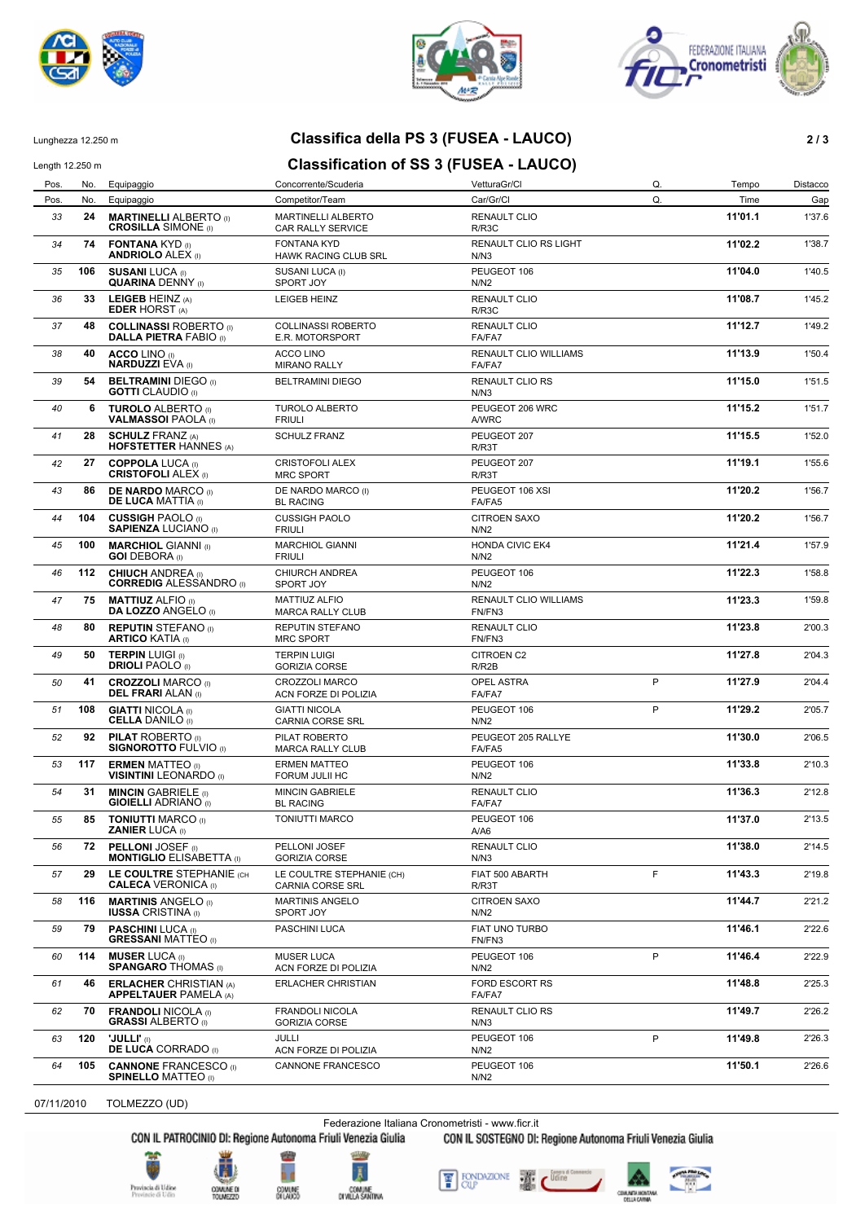Lunghezza 12.250 m

# Classifica della PS 3 (FUSEA - LAUCO)

Length 12.250 m

# Classification of SS 3 (FUSEA - LAUCO)

| Pos. | No. | Equipaggio | Concorrente/Scuderia | VetturaGr/Cl | Q. | Tempo | Distacco |
|---|---|---|---|---|---|---|---|
| Pos. | No. | Equipaggio | Competitor/Team | Car/Gr/Cl | Q. | Time | Gap |
| 33 | 24 | **MARTINELLI** ALBERTO (I) **CROSILLA** SIMONE (I) | MARTINELLI ALBERTO CAR RALLY SERVICE | RENAULT CLIO R/R3C | | 11'01.1 | 1'37.6 |
| 34 | 74 | **FONTANA** KYD (I) **ANDRIOLO** ALEX (I) | FONTANA KYD HAWK RACING CLUB SRL | RENAULT CLIO RS LIGHT N/N3 | | 11'02.2 | 1'38.7 |
| 35 | 106 | **SUSANI** LUCA (I) **QUARINA** DENNY (I) | SUSANI LUCA (I) SPORT JOY | PEUGEOT 106 N/N2 | | 11'04.0 | 1'40.5 |
| 36 | 33 | **LEIGEB** HEINZ (A) **EDER** HORST (A) | LEIGEB HEINZ | RENAULT CLIO R/R3C | | 11'08.7 | 1'45.2 |
| 37 | 48 | **COLLINASSI** ROBERTO (I) **DALLA PIETRA** FABIO (I) | COLLINASSI ROBERTO E.R. MOTORSPORT | RENAULT CLIO FA/FA7 | | 11'12.7 | 1'49.2 |
| 38 | 40 | **ACCO** LINO (I) **NARDUZZI** EVA (I) | ACCO LINO MIRANO RALLY | RENAULT CLIO WILLIAMS FA/FA7 | | 11'13.9 | 1'50.4 |
| 39 | 54 | **BELTRAMINI** DIEGO (I) **GOTTI** CLAUDIO (I) | BELTRAMINI DIEGO | RENAULT CLIO RS N/N3 | | 11'15.0 | 1'51.5 |
| 40 | 6 | **TUROLO** ALBERTO (I) **VALMASSOI** PAOLA (I) | TUROLO ALBERTO FRIULI | PEUGEOT 206 WRC A/WRC | | 11'15.2 | 1'51.7 |
| 41 | 28 | **SCHULZ** FRANZ (A) **HOFSTETTER** HANNES (A) | SCHULZ FRANZ | PEUGEOT 207 R/R3T | | 11'15.5 | 1'52.0 |
| 42 | 27 | **COPPOLA** LUCA (I) **CRISTOFOLI** ALEX (I) | CRISTOFOLI ALEX MRC SPORT | PEUGEOT 207 R/R3T | | 11'19.1 | 1'55.6 |
| 43 | 86 | **DE NARDO** MARCO (I) **DE LUCA** MATTIA (I) | DE NARDO MARCO (I) BL RACING | PEUGEOT 106 XSI FA/FA5 | | 11'20.2 | 1'56.7 |
| 44 | 104 | **CUSSIGH** PAOLO (I) **SAPIENZA** LUCIANO (I) | CUSSIGH PAOLO FRIULI | CITROEN SAXO N/N2 | | 11'20.2 | 1'56.7 |
| 45 | 100 | **MARCHIOL** GIANNI (I) **GOI** DEBORA (I) | MARCHIOL GIANNI FRIULI | HONDA CIVIC EK4 N/N2 | | 11'21.4 | 1'57.9 |
| 46 | 112 | **CHIUCH** ANDREA (I) **CORREDIG** ALESSANDRO (I) | CHIURCH ANDREA SPORT JOY | PEUGEOT 106 N/N2 | | 11'22.3 | 1'58.8 |
| 47 | 75 | **MATTIUZ** ALFIO (I) **DA LOZZO** ANGELO (I) | MATTIUZ ALFIO MARCA RALLY CLUB | RENAULT CLIO WILLIAMS FN/FN3 | | 11'23.3 | 1'59.8 |
| 48 | 80 | **REPUTIN** STEFANO (I) **ARTICO** KATIA (I) | REPUTIN STEFANO MRC SPORT | RENAULT CLIO FN/FN3 | | 11'23.8 | 2'00.3 |
| 49 | 50 | **TERPIN** LUIGI (I) **DRIOLI** PAOLO (I) | TERPIN LUIGI GORIZIA CORSE | CITROEN C2 R/R2B | | 11'27.8 | 2'04.3 |
| 50 | 41 | **CROZZOLI** MARCO (I) **DEL FRARI** ALAN (I) | CROZZOLI MARCO ACN FORZE DI POLIZIA | OPEL ASTRA FA/FA7 | P | 11'27.9 | 2'04.4 |
| 51 | 108 | **GIATTI** NICOLA (I) **CELLA** DANILO (I) | GIATTI NICOLA CARNIA CORSE SRL | PEUGEOT 106 N/N2 | P | 11'29.2 | 2'05.7 |
| 52 | 92 | **PILAT** ROBERTO (I) **SIGNOROTTO** FULVIO (I) | PILAT ROBERTO MARCA RALLY CLUB | PEUGEOT 205 RALLYE FA/FA5 | | 11'30.0 | 2'06.5 |
| 53 | 117 | **ERMEN** MATTEO (I) **VISINTINI** LEONARDO (I) | ERMEN MATTEO FORUM JULII HC | PEUGEOT 106 N/N2 | | 11'33.8 | 2'10.3 |
| 54 | 31 | **MINCIN** GABRIELE (I) **GIOIELLI** ADRIANO (I) | MINCIN GABRIELE BL RACING | RENAULT CLIO FA/FA7 | | 11'36.3 | 2'12.8 |
| 55 | 85 | **TONIUTTI** MARCO (I) **ZANIER** LUCA (I) | TONIUTTI MARCO | PEUGEOT 106 A/A6 | | 11'37.0 | 2'13.5 |
| 56 | 72 | **PELLONI** JOSEF (I) **MONTIGLIO** ELISABETTA (I) | PELLONI JOSEF GORIZIA CORSE | RENAULT CLIO N/N3 | | 11'38.0 | 2'14.5 |
| 57 | 29 | **LE COULTRE** STEPHANIE (CH **CALECA** VERONICA (I) | LE COULTRE STEPHANIE (CH) CARNIA CORSE SRL | FIAT 500 ABARTH R/R3T | F | 11'43.3 | 2'19.8 |
| 58 | 116 | **MARTINIS** ANGELO (I) **IUSSA** CRISTINA (I) | MARTINIS ANGELO SPORT JOY | CITROEN SAXO N/N2 | | 11'44.7 | 2'21.2 |
| 59 | 79 | **PASCHINI** LUCA (I) **GRESSANI** MATTEO (I) | PASCHINI LUCA | FIAT UNO TURBO FN/FN3 | | 11'46.1 | 2'22.6 |
| 60 | 114 | **MUSER** LUCA (I) **SPANGARO** THOMAS (I) | MUSER LUCA ACN FORZE DI POLIZIA | PEUGEOT 106 N/N2 | P | 11'46.4 | 2'22.9 |
| 61 | 46 | **ERLACHER** CHRISTIAN (A) **APPELTAUER** PAMELA (A) | ERLACHER CHRISTIAN | FORD ESCORT RS FA/FA7 | | 11'48.8 | 2'25.3 |
| 62 | 70 | **FRANDOLI** NICOLA (I) **GRASSI** ALBERTO (I) | FRANDOLI NICOLA GORIZIA CORSE | RENAULT CLIO RS N/N3 | | 11'49.7 | 2'26.2 |
| 63 | 120 | **'JULLI'** (I) **DE LUCA** CORRADO (I) | JULLI ACN FORZE DI POLIZIA | PEUGEOT 106 N/N2 | P | 11'49.8 | 2'26.3 |
| 64 | 105 | **CANNONE** FRANCESCO (I) **SPINELLO** MATTEO (I) | CANNONE FRANCESCO | PEUGEOT 106 N/N2 | | 11'50.1 | 2'26.6 |

07/11/2010 TOLMEZZO (UD)

Federazione Italiana Cronometristi - www.ficr.it

CON IL PATROCINIO DI: Regione Autonoma Friuli Venezia Giulia CON IL SOSTEGNO DI: Regione Autonoma Friuli Venezia Giulia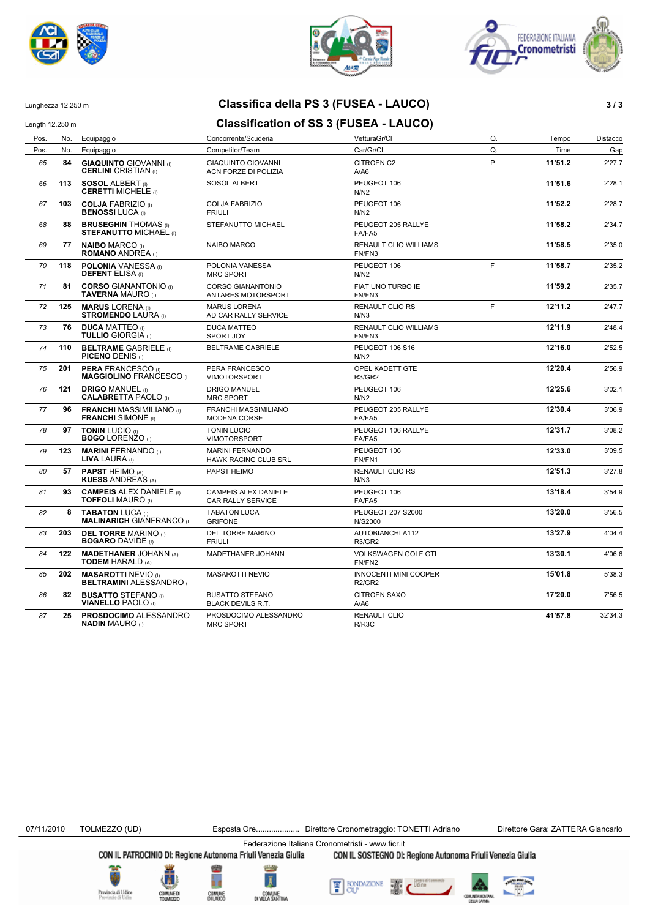Lunghezza 12.250 m

# Classifica della PS 3 (FUSEA - LAUCO)

Length 12.250 m

# Classification of SS 3 (FUSEA - LAUCO)

| Pos. | No. | Equipaggio | Concorrente/Scuderia | VetturaGr/Cl | Q. | Tempo | Distacco |
|---|---|---|---|---|---|---|---|
| Pos. | No. | Equipaggio | Competitor/Team | Car/Gr/Cl | Q. | Time | Gap |
| 65 | 84 | **GIAQUINTO** GIOVANNI (I) **CERLINI** CRISTIAN (I) | GIAQUINTO GIOVANNI ACN FORZE DI POLIZIA | CITROEN C2 A/A6 | P | **11'51.2** | 2'27.7 |
| 66 | 113 | **SOSOL** ALBERT (I) **CERETTI** MICHELE (I) | SOSOL ALBERT | PEUGEOT 106 N/N2 | | **11'51.6** | 2'28.1 |
| 67 | 103 | **COLJA** FABRIZIO (I) **BENOSSI** LUCA (I) | COLJA FABRIZIO FRIULI | PEUGEOT 106 N/N2 | | **11'52.2** | 2'28.7 |
| 68 | 88 | **BRUSEGHIN** THOMAS (I) **STEFANUTTO** MICHAEL (I) | STEFANUTTO MICHAEL | PEUGEOT 205 RALLYE FA/FA5 | | **11'58.2** | 2'34.7 |
| 69 | 77 | **NAIBO** MARCO (I) **ROMANO** ANDREA (I) | NAIBO MARCO | RENAULT CLIO WILLIAMS FN/FN3 | | **11'58.5** | 2'35.0 |
| 70 | 118 | **POLONIA** VANESSA (I) **DEFENT** ELISA (I) | POLONIA VANESSA MRC SPORT | PEUGEOT 106 N/N2 | F | **11'58.7** | 2'35.2 |
| 71 | 81 | **CORSO** GIANANTONIO (I) **TAVERNA** MAURO (I) | CORSO GIANANTONIO ANTARES MOTORSPORT | FIAT UNO TURBO IE FN/FN3 | | **11'59.2** | 2'35.7 |
| 72 | 125 | **MARUS** LORENA (I) **STROMENDO** LAURA (I) | MARUS LORENA AD CAR RALLY SERVICE | RENAULT CLIO RS N/N3 | F | **12'11.2** | 2'47.7 |
| 73 | 76 | **DUCA** MATTEO (I) **TULLIO** GIORGIA (I) | DUCA MATTEO SPORT JOY | RENAULT CLIO WILLIAMS FN/FN3 | | **12'11.9** | 2'48.4 |
| 74 | 110 | **BELTRAME** GABRIELE (I) **PICENO** DENIS (I) | BELTRAME GABRIELE | PEUGEOT 106 S16 N/N2 | | **12'16.0** | 2'52.5 |
| 75 | 201 | **PERA** FRANCESCO (I) **MAGGIOLINO** FRANCESCO (I | PERA FRANCESCO VIMOTORSPORT | OPEL KADETT GTE R3/GR2 | | **12'20.4** | 2'56.9 |
| 76 | 121 | **DRIGO** MANUEL (I) **CALABRETTA** PAOLO (I) | DRIGO MANUEL MRC SPORT | PEUGEOT 106 N/N2 | | **12'25.6** | 3'02.1 |
| 77 | 96 | **FRANCHI** MASSIMILIANO (I) **FRANCHI** SIMONE (I) | FRANCHI MASSIMILIANO MODENA CORSE | PEUGEOT 205 RALLYE FA/FA5 | | **12'30.4** | 3'06.9 |
| 78 | 97 | **TONIN** LUCIO (I) **BOGO** LORENZO (I) | TONIN LUCIO VIMOTORSPORT | PEUGEOT 106 RALLYE FA/FA5 | | **12'31.7** | 3'08.2 |
| 79 | 123 | **MARINI** FERNANDO (I) **LIVA** LAURA (I) | MARINI FERNANDO HAWK RACING CLUB SRL | PEUGEOT 106 FN/FN1 | | **12'33.0** | 3'09.5 |
| 80 | 57 | **PAPST** HEIMO (A) **KUESS** ANDREAS (A) | PAPST HEIMO | RENAULT CLIO RS N/N3 | | **12'51.3** | 3'27.8 |
| 81 | 93 | **CAMPEIS** ALEX DANIELE (I) **TOFFOLI** MAURO (I) | CAMPEIS ALEX DANIELE CAR RALLY SERVICE | PEUGEOT 106 FA/FA5 | | **13'18.4** | 3'54.9 |
| 82 | 8 | **TABATON** LUCA (I) **MALINARICH** GIANFRANCO (I | TABATON LUCA GRIFONE | PEUGEOT 207 S2000 N/S2000 | | **13'20.0** | 3'56.5 |
| 83 | 203 | **DEL TORRE** MARINO (I) **BOGARO** DAVIDE (I) | DEL TORRE MARINO FRIULI | AUTOBIANCHI A112 R3/GR2 | | **13'27.9** | 4'04.4 |
| 84 | 122 | **MADETHANER** JOHANN (A) **TODEM** HARALD (A) | MADETHANER JOHANN | VOLKSWAGEN GOLF GTI FN/FN2 | | **13'30.1** | 4'06.6 |
| 85 | 202 | **MASAROTTI** NEVIO (I) **BELTRAMINI** ALESSANDRO ( | MASAROTTI NEVIO | INNOCENTI MINI COOPER R2/GR2 | | **15'01.8** | 5'38.3 |
| 86 | 82 | **BUSATTO** STEFANO (I) **VIANELLO** PAOLO (I) | BUSATTO STEFANO BLACK DEVILS R.T. | CITROEN SAXO A/A6 | | **17'20.0** | 7'56.5 |
| 87 | 25 | **PROSDOCIMO** ALESSANDRO **NADIN** MAURO (I) | PROSDOCIMO ALESSANDRO MRC SPORT | RENAULT CLIO R/R3C | | **41'57.8** | 32'34.3 |

07/11/2010 TOLMEZZO (UD) Esposta Ore.................... Direttore Cronometraggio: TONETTI Adriano Direttore Gara: ZATTERA Giancarlo

Federazione Italiana Cronometristi - www.ficr.it

CON IL PATROCINIO DI: Regione Autonoma Friuli Venezia Giulia CON IL SOSTEGNO DI: Regione Autonoma Friuli Venezia Giulia